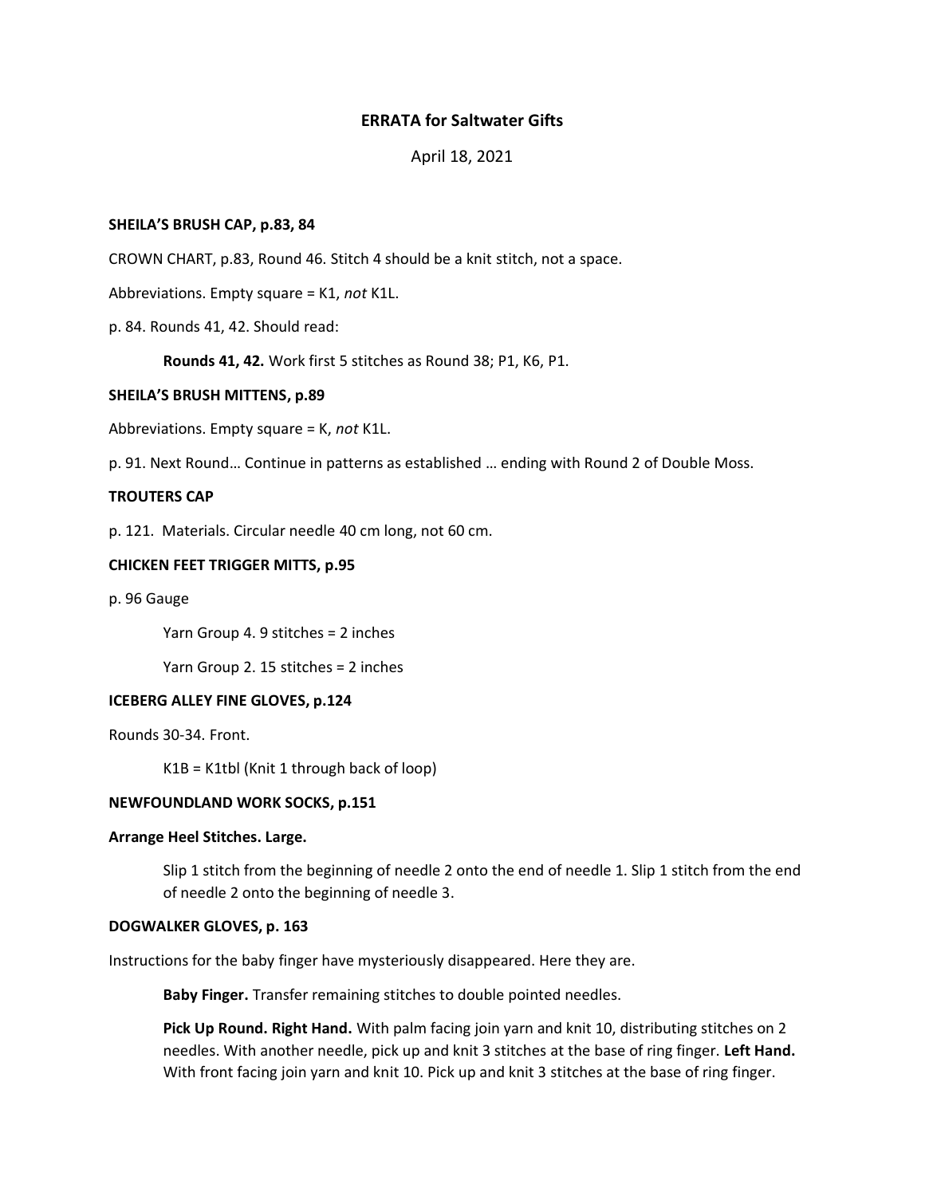# ERRATA for Saltwater Gifts

April 18, 2021

**SHEILA'S BRUSH CAP, p.83, 84**

CROWN CHART, p.83, Round 46. Stitch 4 should be a knit stitch, not a space.

Abbreviations. Empty square = K1, *not* K1L.

p. 84. Rounds 41, 42. Should read:

> **Rounds 41, 42.** Work first 5 stitches as Round 38; P1, K6, P1.

**SHEILA'S BRUSH MITTENS, p.89**

Abbreviations. Empty square = K, *not* K1L.

p. 91. Next Round… Continue in patterns as established … ending with Round 2 of Double Moss.

**TROUTERS CAP**

p. 121. Materials. Circular needle 40 cm long, not 60 cm.

**CHICKEN FEET TRIGGER MITTS, p.95**

p. 96 Gauge

> Yarn Group 4. 9 stitches = 2 inches
>
> Yarn Group 2. 15 stitches = 2 inches

**ICEBERG ALLEY FINE GLOVES, p.124**

Rounds 30-34. Front.

> K1B = K1tbl (Knit 1 through back of loop)

**NEWFOUNDLAND WORK SOCKS, p.151**

**Arrange Heel Stitches. Large.**

> Slip 1 stitch from the beginning of needle 2 onto the end of needle 1. Slip 1 stitch from the end of needle 2 onto the beginning of needle 3.

**DOGWALKER GLOVES, p. 163**

Instructions for the baby finger have mysteriously disappeared. Here they are.

> **Baby Finger.** Transfer remaining stitches to double pointed needles.
>
> **Pick Up Round. Right Hand.** With palm facing join yarn and knit 10, distributing stitches on 2 needles. With another needle, pick up and knit 3 stitches at the base of ring finger. **Left Hand.** With front facing join yarn and knit 10. Pick up and knit 3 stitches at the base of ring finger.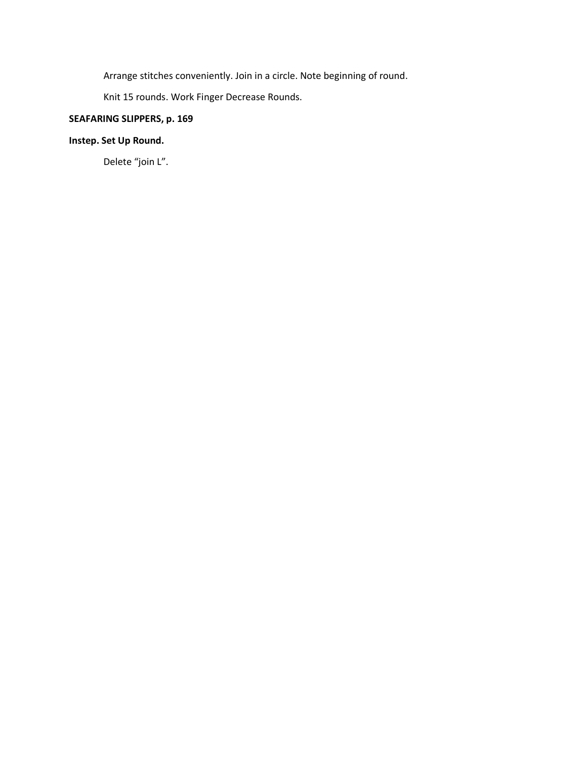Arrange stitches conveniently. Join in a circle. Note beginning of round.

Knit 15 rounds. Work Finger Decrease Rounds.

**SEAFARING SLIPPERS, p. 169**

**Instep. Set Up Round.**

Delete “join L”.